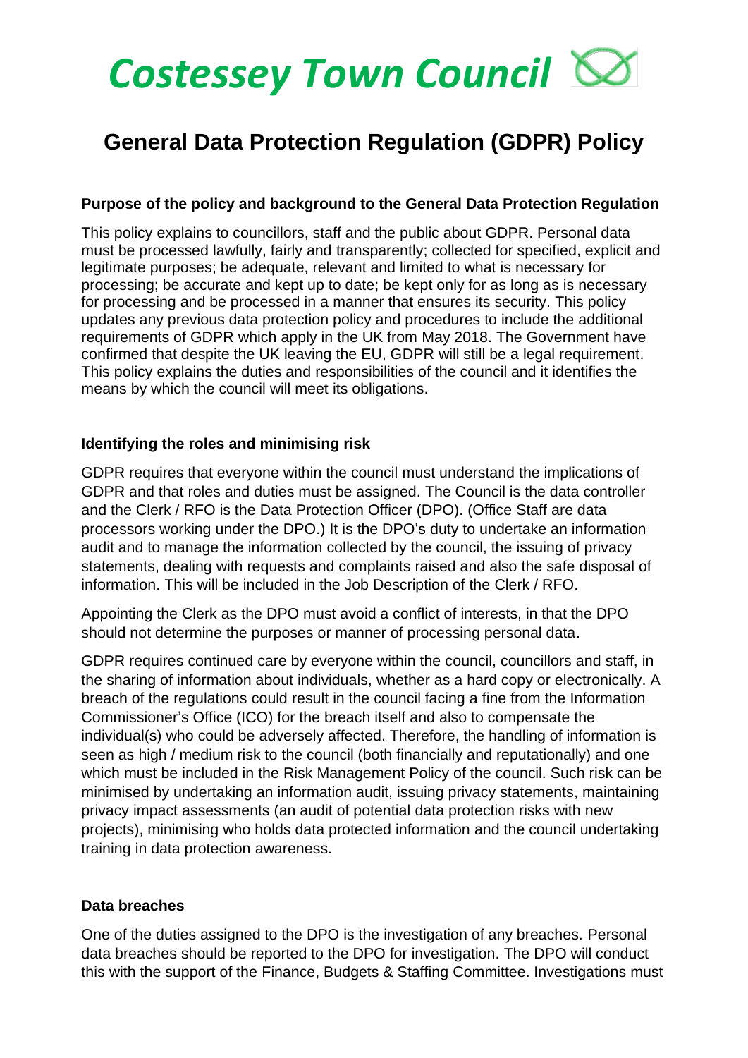# Costessey Town Council

## General Data Protection Regulation (GDPR) Policy

**Purpose of the policy and background to the General Data Protection Regulation**

This policy explains to councillors, staff and the public about GDPR. Personal data must be processed lawfully, fairly and transparently; collected for specified, explicit and legitimate purposes; be adequate, relevant and limited to what is necessary for processing; be accurate and kept up to date; be kept only for as long as is necessary for processing and be processed in a manner that ensures its security. This policy updates any previous data protection policy and procedures to include the additional requirements of GDPR which apply in the UK from May 2018. The Government have confirmed that despite the UK leaving the EU, GDPR will still be a legal requirement. This policy explains the duties and responsibilities of the council and it identifies the means by which the council will meet its obligations.

**Identifying the roles and minimising risk**

GDPR requires that everyone within the council must understand the implications of GDPR and that roles and duties must be assigned. The Council is the data controller and the Clerk / RFO is the Data Protection Officer (DPO). (Office Staff are data processors working under the DPO.) It is the DPO's duty to undertake an information audit and to manage the information collected by the council, the issuing of privacy statements, dealing with requests and complaints raised and also the safe disposal of information. This will be included in the Job Description of the Clerk / RFO.

Appointing the Clerk as the DPO must avoid a conflict of interests, in that the DPO should not determine the purposes or manner of processing personal data.

GDPR requires continued care by everyone within the council, councillors and staff, in the sharing of information about individuals, whether as a hard copy or electronically. A breach of the regulations could result in the council facing a fine from the Information Commissioner's Office (ICO) for the breach itself and also to compensate the individual(s) who could be adversely affected. Therefore, the handling of information is seen as high / medium risk to the council (both financially and reputationally) and one which must be included in the Risk Management Policy of the council. Such risk can be minimised by undertaking an information audit, issuing privacy statements, maintaining privacy impact assessments (an audit of potential data protection risks with new projects), minimising who holds data protected information and the council undertaking training in data protection awareness.

**Data breaches**

One of the duties assigned to the DPO is the investigation of any breaches. Personal data breaches should be reported to the DPO for investigation. The DPO will conduct this with the support of the Finance, Budgets & Staffing Committee. Investigations must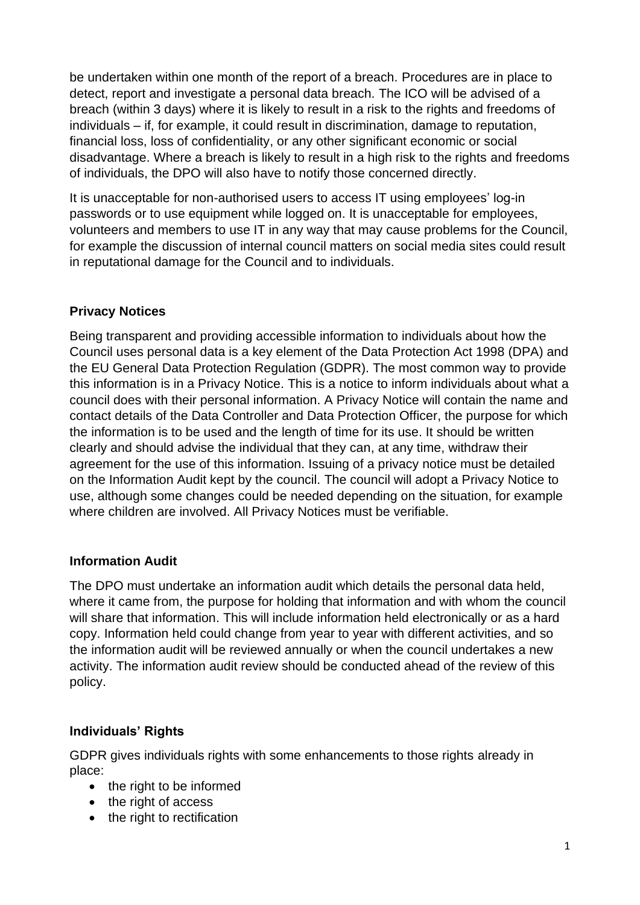be undertaken within one month of the report of a breach. Procedures are in place to detect, report and investigate a personal data breach. The ICO will be advised of a breach (within 3 days) where it is likely to result in a risk to the rights and freedoms of individuals – if, for example, it could result in discrimination, damage to reputation, financial loss, loss of confidentiality, or any other significant economic or social disadvantage. Where a breach is likely to result in a high risk to the rights and freedoms of individuals, the DPO will also have to notify those concerned directly.

It is unacceptable for non-authorised users to access IT using employees' log-in passwords or to use equipment while logged on. It is unacceptable for employees, volunteers and members to use IT in any way that may cause problems for the Council, for example the discussion of internal council matters on social media sites could result in reputational damage for the Council and to individuals.

## Privacy Notices

Being transparent and providing accessible information to individuals about how the Council uses personal data is a key element of the Data Protection Act 1998 (DPA) and the EU General Data Protection Regulation (GDPR). The most common way to provide this information is in a Privacy Notice. This is a notice to inform individuals about what a council does with their personal information. A Privacy Notice will contain the name and contact details of the Data Controller and Data Protection Officer, the purpose for which the information is to be used and the length of time for its use. It should be written clearly and should advise the individual that they can, at any time, withdraw their agreement for the use of this information. Issuing of a privacy notice must be detailed on the Information Audit kept by the council. The council will adopt a Privacy Notice to use, although some changes could be needed depending on the situation, for example where children are involved. All Privacy Notices must be verifiable.

## Information Audit

The DPO must undertake an information audit which details the personal data held, where it came from, the purpose for holding that information and with whom the council will share that information. This will include information held electronically or as a hard copy. Information held could change from year to year with different activities, and so the information audit will be reviewed annually or when the council undertakes a new activity. The information audit review should be conducted ahead of the review of this policy.

## Individuals' Rights

GDPR gives individuals rights with some enhancements to those rights already in place:

- the right to be informed
- the right of access
- the right to rectification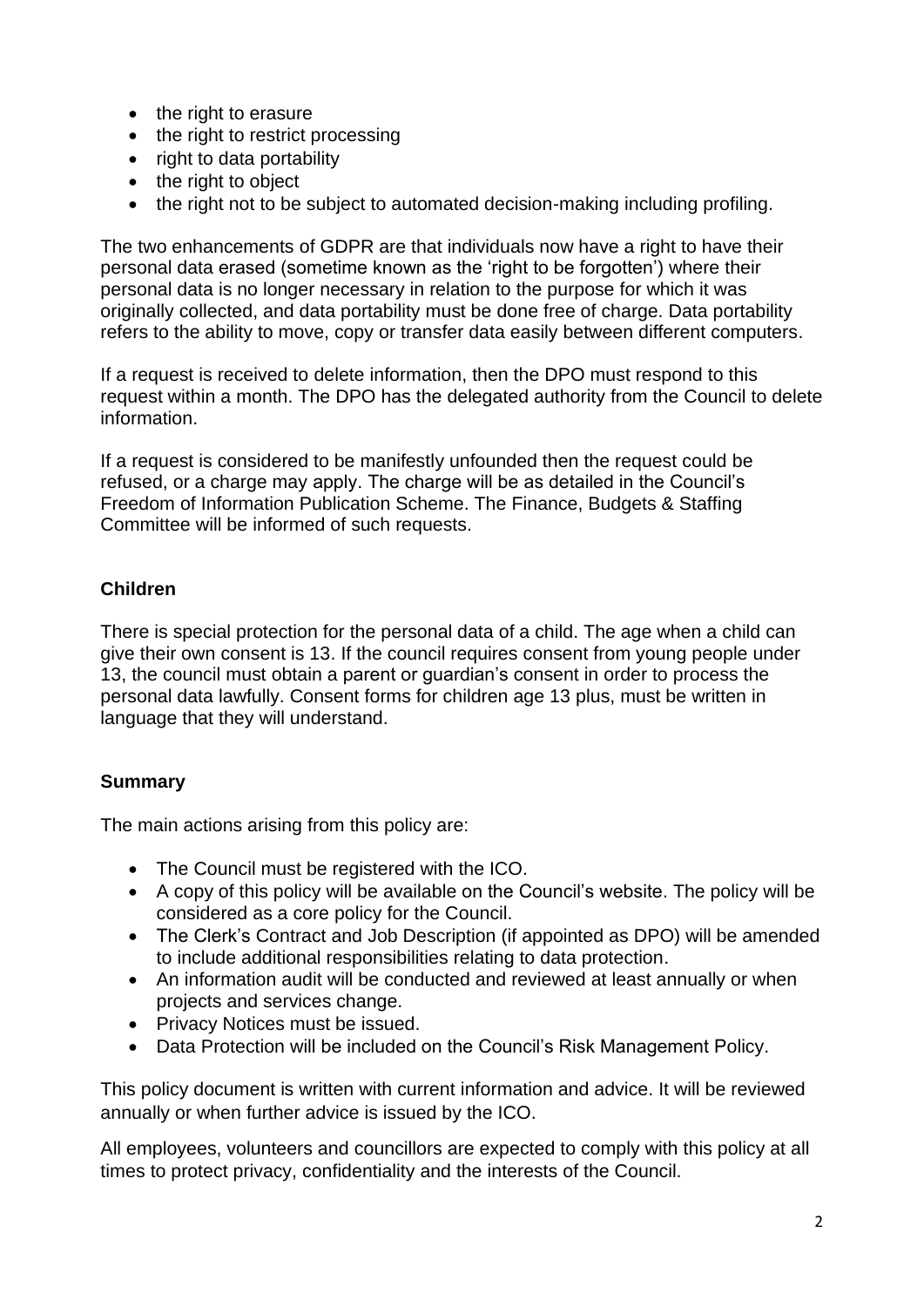- the right to erasure
- the right to restrict processing
- right to data portability
- the right to object
- the right not to be subject to automated decision-making including profiling.

The two enhancements of GDPR are that individuals now have a right to have their personal data erased (sometime known as the 'right to be forgotten') where their personal data is no longer necessary in relation to the purpose for which it was originally collected, and data portability must be done free of charge. Data portability refers to the ability to move, copy or transfer data easily between different computers.

If a request is received to delete information, then the DPO must respond to this request within a month. The DPO has the delegated authority from the Council to delete information.

If a request is considered to be manifestly unfounded then the request could be refused, or a charge may apply. The charge will be as detailed in the Council's Freedom of Information Publication Scheme. The Finance, Budgets & Staffing Committee will be informed of such requests.

**Children**

There is special protection for the personal data of a child. The age when a child can give their own consent is 13. If the council requires consent from young people under 13, the council must obtain a parent or guardian's consent in order to process the personal data lawfully. Consent forms for children age 13 plus, must be written in language that they will understand.

**Summary**

The main actions arising from this policy are:

- The Council must be registered with the ICO.
- A copy of this policy will be available on the Council's website. The policy will be considered as a core policy for the Council.
- The Clerk's Contract and Job Description (if appointed as DPO) will be amended to include additional responsibilities relating to data protection.
- An information audit will be conducted and reviewed at least annually or when projects and services change.
- Privacy Notices must be issued.
- Data Protection will be included on the Council's Risk Management Policy.

This policy document is written with current information and advice. It will be reviewed annually or when further advice is issued by the ICO.

All employees, volunteers and councillors are expected to comply with this policy at all times to protect privacy, confidentiality and the interests of the Council.